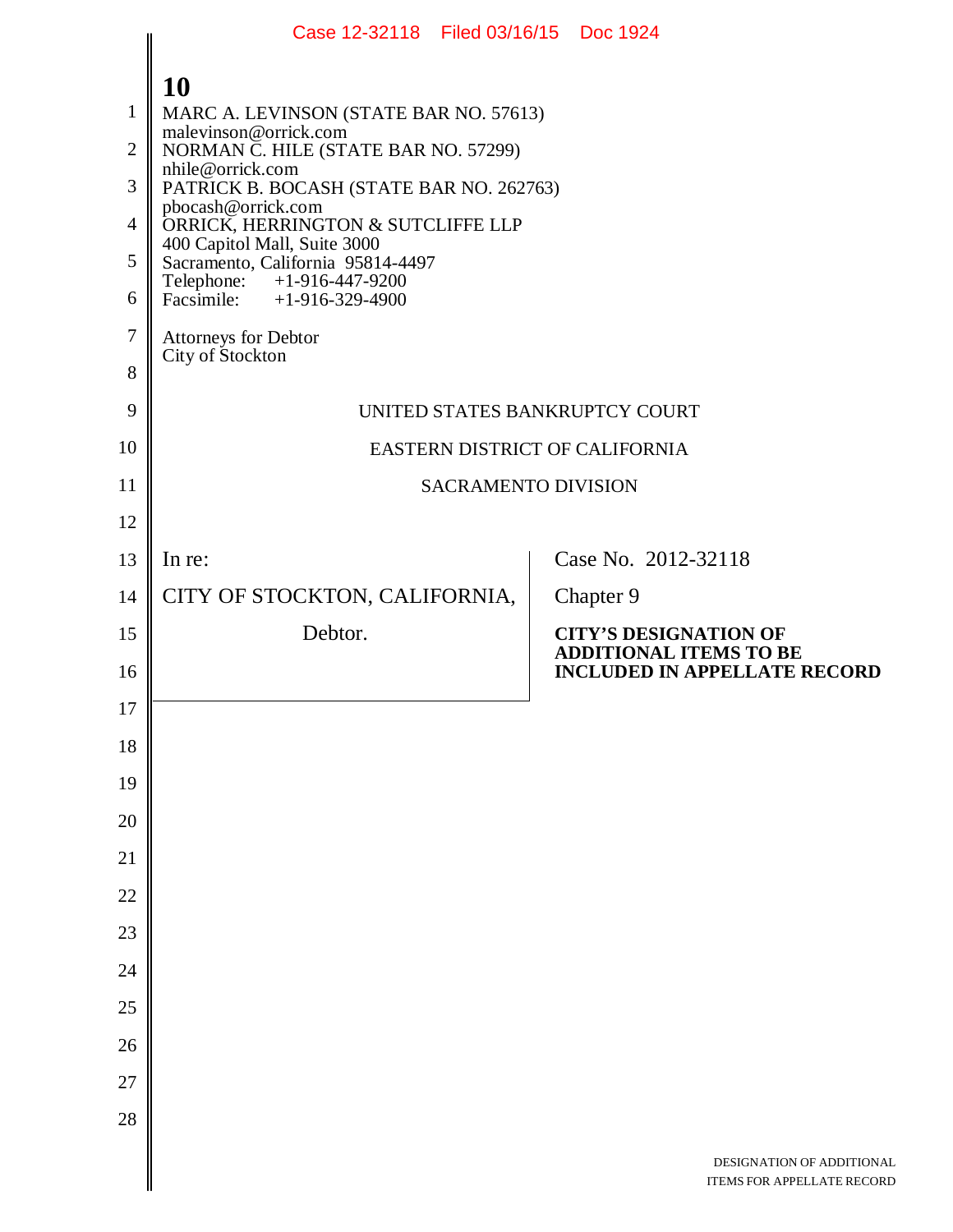MARC A. LEVINSON (STATE BAR NO. 57613)
malevinson@orrick.com
NORMAN C. HILE (STATE BAR NO. 57299)
nhile@orrick.com
PATRICK B. BOCASH (STATE BAR NO. 262763)
pbocash@orrick.com
ORRICK, HERRINGTON & SUTCLIFFE LLP
400 Capitol Mall, Suite 3000
Sacramento, California 95814-4497
Telephone: +1-916-447-9200
Facsimile: +1-916-329-4900

Attorneys for Debtor
City of Stockton

UNITED STATES BANKRUPTCY COURT

EASTERN DISTRICT OF CALIFORNIA

SACRAMENTO DIVISION

| | |
|---|---|
| In re:<br><br>CITY OF STOCKTON, CALIFORNIA,<br><br>Debtor. | Case No. 2012-32118<br><br>Chapter 9<br><br>**CITY'S DESIGNATION OF ADDITIONAL ITEMS TO BE INCLUDED IN APPELLATE RECORD** |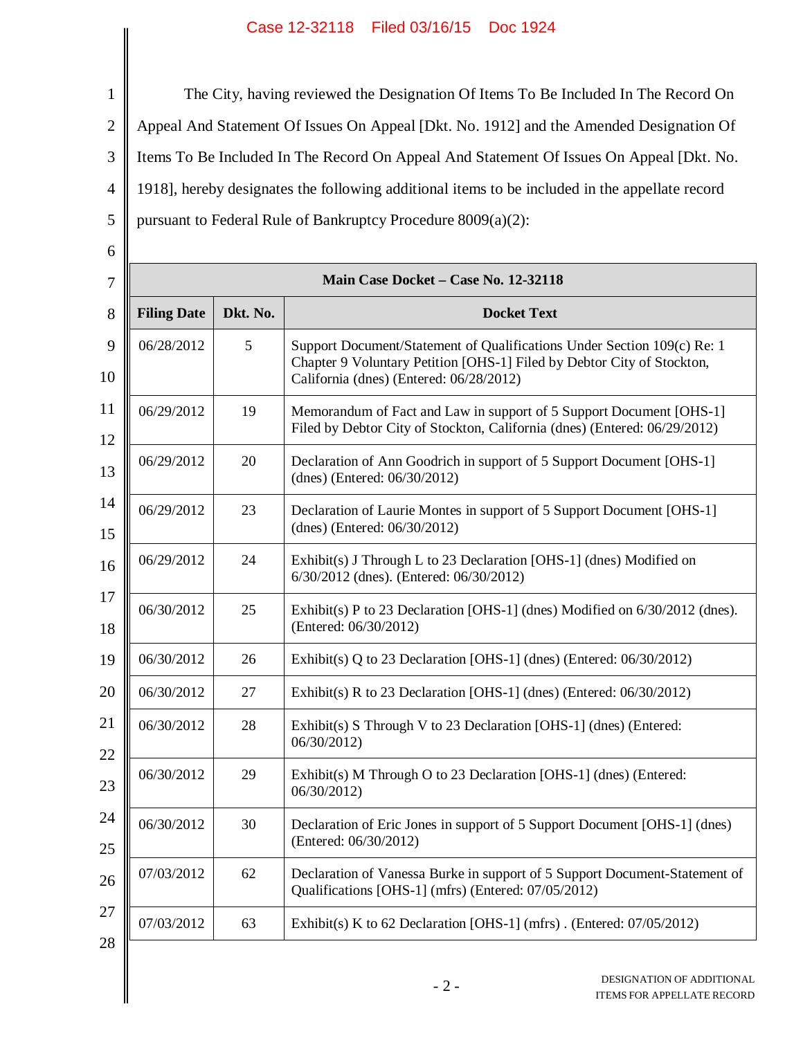The City, having reviewed the Designation Of Items To Be Included In The Record On Appeal And Statement Of Issues On Appeal [Dkt. No. 1912] and the Amended Designation Of Items To Be Included In The Record On Appeal And Statement Of Issues On Appeal [Dkt. No. 1918], hereby designates the following additional items to be included in the appellate record pursuant to Federal Rule of Bankruptcy Procedure 8009(a)(2):

| **Main Case Docket – Case No. 12-32118** | | |
|---|---|---|
| **Filing Date** | **Dkt. No.** | **Docket Text** |
| 06/28/2012 | 5 | Support Document/Statement of Qualifications Under Section 109(c) Re: 1 Chapter 9 Voluntary Petition [OHS-1] Filed by Debtor City of Stockton, California (dnes) (Entered: 06/28/2012) |
| 06/29/2012 | 19 | Memorandum of Fact and Law in support of 5 Support Document [OHS-1] Filed by Debtor City of Stockton, California (dnes) (Entered: 06/29/2012) |
| 06/29/2012 | 20 | Declaration of Ann Goodrich in support of 5 Support Document [OHS-1] (dnes) (Entered: 06/30/2012) |
| 06/29/2012 | 23 | Declaration of Laurie Montes in support of 5 Support Document [OHS-1] (dnes) (Entered: 06/30/2012) |
| 06/29/2012 | 24 | Exhibit(s) J Through L to 23 Declaration [OHS-1] (dnes) Modified on 6/30/2012 (dnes). (Entered: 06/30/2012) |
| 06/30/2012 | 25 | Exhibit(s) P to 23 Declaration [OHS-1] (dnes) Modified on 6/30/2012 (dnes). (Entered: 06/30/2012) |
| 06/30/2012 | 26 | Exhibit(s) Q to 23 Declaration [OHS-1] (dnes) (Entered: 06/30/2012) |
| 06/30/2012 | 27 | Exhibit(s) R to 23 Declaration [OHS-1] (dnes) (Entered: 06/30/2012) |
| 06/30/2012 | 28 | Exhibit(s) S Through V to 23 Declaration [OHS-1] (dnes) (Entered: 06/30/2012) |
| 06/30/2012 | 29 | Exhibit(s) M Through O to 23 Declaration [OHS-1] (dnes) (Entered: 06/30/2012) |
| 06/30/2012 | 30 | Declaration of Eric Jones in support of 5 Support Document [OHS-1] (dnes) (Entered: 06/30/2012) |
| 07/03/2012 | 62 | Declaration of Vanessa Burke in support of 5 Support Document-Statement of Qualifications [OHS-1] (mfrs) (Entered: 07/05/2012) |
| 07/03/2012 | 63 | Exhibit(s) K to 62 Declaration [OHS-1] (mfrs) . (Entered: 07/05/2012) |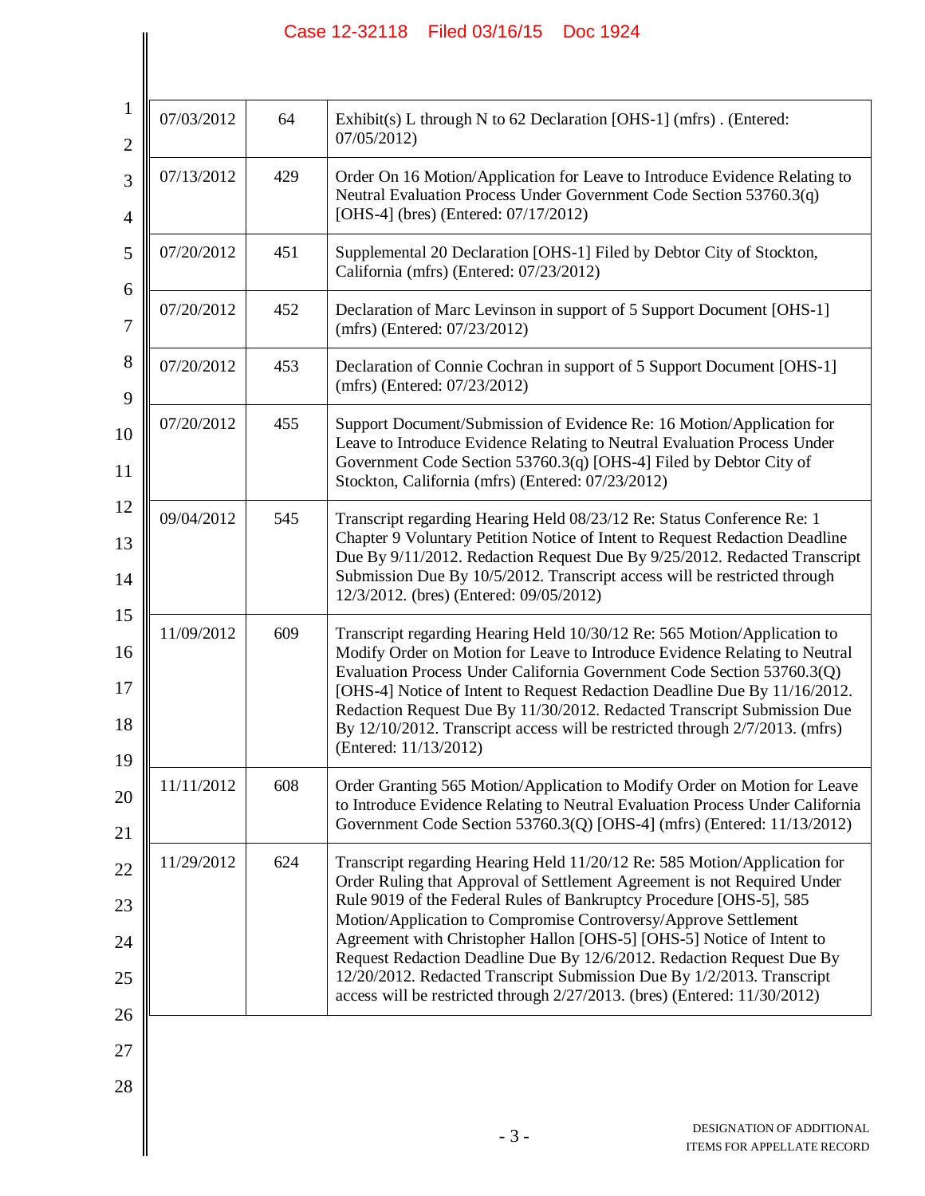| | | |
|---|---|---|
| 07/03/2012 | 64 | Exhibit(s) L through N to 62 Declaration [OHS-1] (mfrs) . (Entered: 07/05/2012) |
| 07/13/2012 | 429 | Order On 16 Motion/Application for Leave to Introduce Evidence Relating to Neutral Evaluation Process Under Government Code Section 53760.3(q) [OHS-4] (bres) (Entered: 07/17/2012) |
| 07/20/2012 | 451 | Supplemental 20 Declaration [OHS-1] Filed by Debtor City of Stockton, California (mfrs) (Entered: 07/23/2012) |
| 07/20/2012 | 452 | Declaration of Marc Levinson in support of 5 Support Document [OHS-1] (mfrs) (Entered: 07/23/2012) |
| 07/20/2012 | 453 | Declaration of Connie Cochran in support of 5 Support Document [OHS-1] (mfrs) (Entered: 07/23/2012) |
| 07/20/2012 | 455 | Support Document/Submission of Evidence Re: 16 Motion/Application for Leave to Introduce Evidence Relating to Neutral Evaluation Process Under Government Code Section 53760.3(q) [OHS-4] Filed by Debtor City of Stockton, California (mfrs) (Entered: 07/23/2012) |
| 09/04/2012 | 545 | Transcript regarding Hearing Held 08/23/12 Re: Status Conference Re: 1 Chapter 9 Voluntary Petition Notice of Intent to Request Redaction Deadline Due By 9/11/2012. Redaction Request Due By 9/25/2012. Redacted Transcript Submission Due By 10/5/2012. Transcript access will be restricted through 12/3/2012. (bres) (Entered: 09/05/2012) |
| 11/09/2012 | 609 | Transcript regarding Hearing Held 10/30/12 Re: 565 Motion/Application to Modify Order on Motion for Leave to Introduce Evidence Relating to Neutral Evaluation Process Under California Government Code Section 53760.3(Q) [OHS-4] Notice of Intent to Request Redaction Deadline Due By 11/16/2012. Redaction Request Due By 11/30/2012. Redacted Transcript Submission Due By 12/10/2012. Transcript access will be restricted through 2/7/2013. (mfrs) (Entered: 11/13/2012) |
| 11/11/2012 | 608 | Order Granting 565 Motion/Application to Modify Order on Motion for Leave to Introduce Evidence Relating to Neutral Evaluation Process Under California Government Code Section 53760.3(Q) [OHS-4] (mfrs) (Entered: 11/13/2012) |
| 11/29/2012 | 624 | Transcript regarding Hearing Held 11/20/12 Re: 585 Motion/Application for Order Ruling that Approval of Settlement Agreement is not Required Under Rule 9019 of the Federal Rules of Bankruptcy Procedure [OHS-5], 585 Motion/Application to Compromise Controversy/Approve Settlement Agreement with Christopher Hallon [OHS-5] [OHS-5] Notice of Intent to Request Redaction Deadline Due By 12/6/2012. Redaction Request Due By 12/20/2012. Redacted Transcript Submission Due By 1/2/2013. Transcript access will be restricted through 2/27/2013. (bres) (Entered: 11/30/2012) |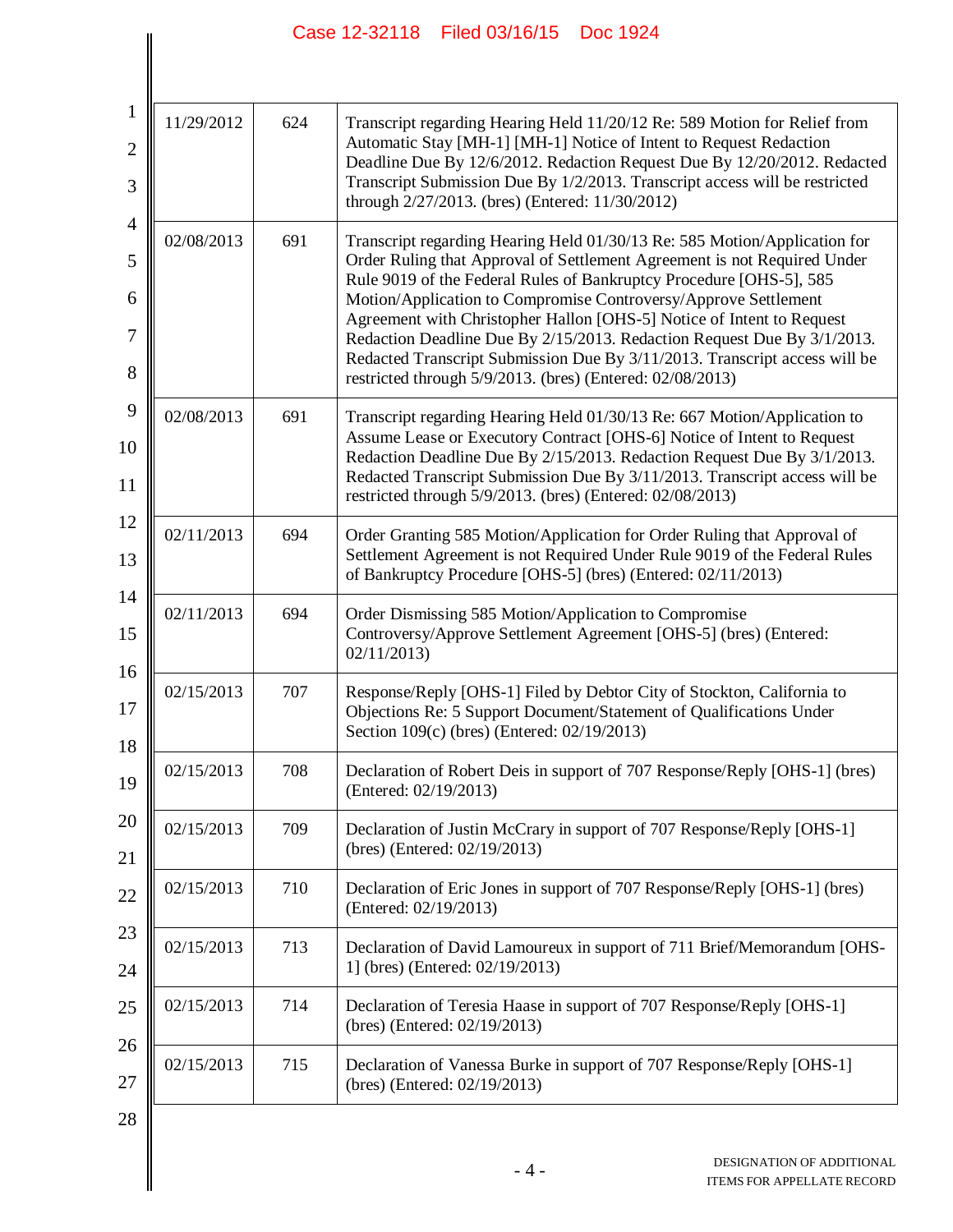| | | |
|---|---|---|
| 11/29/2012 | 624 | Transcript regarding Hearing Held 11/20/12 Re: 589 Motion for Relief from Automatic Stay [MH-1] [MH-1] Notice of Intent to Request Redaction Deadline Due By 12/6/2012. Redaction Request Due By 12/20/2012. Redacted Transcript Submission Due By 1/2/2013. Transcript access will be restricted through 2/27/2013. (bres) (Entered: 11/30/2012) |
| 02/08/2013 | 691 | Transcript regarding Hearing Held 01/30/13 Re: 585 Motion/Application for Order Ruling that Approval of Settlement Agreement is not Required Under Rule 9019 of the Federal Rules of Bankruptcy Procedure [OHS-5], 585 Motion/Application to Compromise Controversy/Approve Settlement Agreement with Christopher Hallon [OHS-5] Notice of Intent to Request Redaction Deadline Due By 2/15/2013. Redaction Request Due By 3/1/2013. Redacted Transcript Submission Due By 3/11/2013. Transcript access will be restricted through 5/9/2013. (bres) (Entered: 02/08/2013) |
| 02/08/2013 | 691 | Transcript regarding Hearing Held 01/30/13 Re: 667 Motion/Application to Assume Lease or Executory Contract [OHS-6] Notice of Intent to Request Redaction Deadline Due By 2/15/2013. Redaction Request Due By 3/1/2013. Redacted Transcript Submission Due By 3/11/2013. Transcript access will be restricted through 5/9/2013. (bres) (Entered: 02/08/2013) |
| 02/11/2013 | 694 | Order Granting 585 Motion/Application for Order Ruling that Approval of Settlement Agreement is not Required Under Rule 9019 of the Federal Rules of Bankruptcy Procedure [OHS-5] (bres) (Entered: 02/11/2013) |
| 02/11/2013 | 694 | Order Dismissing 585 Motion/Application to Compromise Controversy/Approve Settlement Agreement [OHS-5] (bres) (Entered: 02/11/2013) |
| 02/15/2013 | 707 | Response/Reply [OHS-1] Filed by Debtor City of Stockton, California to Objections Re: 5 Support Document/Statement of Qualifications Under Section 109(c) (bres) (Entered: 02/19/2013) |
| 02/15/2013 | 708 | Declaration of Robert Deis in support of 707 Response/Reply [OHS-1] (bres) (Entered: 02/19/2013) |
| 02/15/2013 | 709 | Declaration of Justin McCrary in support of 707 Response/Reply [OHS-1] (bres) (Entered: 02/19/2013) |
| 02/15/2013 | 710 | Declaration of Eric Jones in support of 707 Response/Reply [OHS-1] (bres) (Entered: 02/19/2013) |
| 02/15/2013 | 713 | Declaration of David Lamoureux in support of 711 Brief/Memorandum [OHS-1] (bres) (Entered: 02/19/2013) |
| 02/15/2013 | 714 | Declaration of Teresia Haase in support of 707 Response/Reply [OHS-1] (bres) (Entered: 02/19/2013) |
| 02/15/2013 | 715 | Declaration of Vanessa Burke in support of 707 Response/Reply [OHS-1] (bres) (Entered: 02/19/2013) |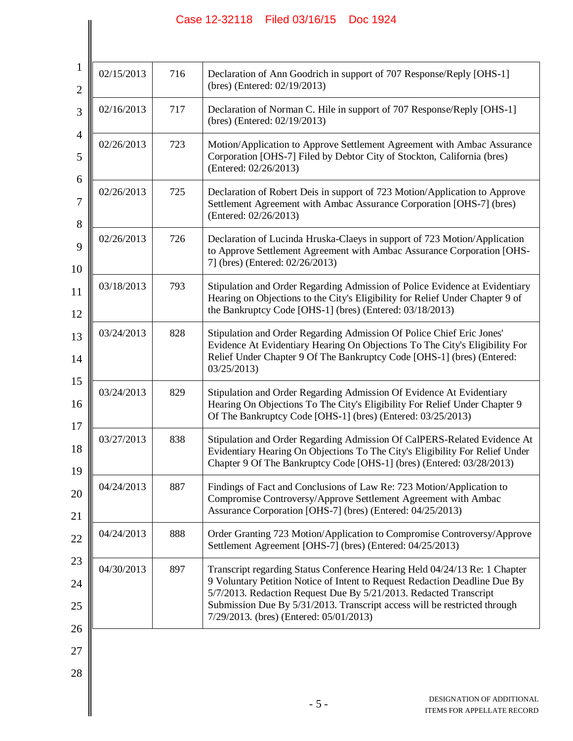| | | |
|---|---|---|
| 02/15/2013 | 716 | Declaration of Ann Goodrich in support of 707 Response/Reply [OHS-1] (bres) (Entered: 02/19/2013) |
| 02/16/2013 | 717 | Declaration of Norman C. Hile in support of 707 Response/Reply [OHS-1] (bres) (Entered: 02/19/2013) |
| 02/26/2013 | 723 | Motion/Application to Approve Settlement Agreement with Ambac Assurance Corporation [OHS-7] Filed by Debtor City of Stockton, California (bres) (Entered: 02/26/2013) |
| 02/26/2013 | 725 | Declaration of Robert Deis in support of 723 Motion/Application to Approve Settlement Agreement with Ambac Assurance Corporation [OHS-7] (bres) (Entered: 02/26/2013) |
| 02/26/2013 | 726 | Declaration of Lucinda Hruska-Claeys in support of 723 Motion/Application to Approve Settlement Agreement with Ambac Assurance Corporation [OHS-7] (bres) (Entered: 02/26/2013) |
| 03/18/2013 | 793 | Stipulation and Order Regarding Admission of Police Evidence at Evidentiary Hearing on Objections to the City's Eligibility for Relief Under Chapter 9 of the Bankruptcy Code [OHS-1] (bres) (Entered: 03/18/2013) |
| 03/24/2013 | 828 | Stipulation and Order Regarding Admission Of Police Chief Eric Jones' Evidence At Evidentiary Hearing On Objections To The City's Eligibility For Relief Under Chapter 9 Of The Bankruptcy Code [OHS-1] (bres) (Entered: 03/25/2013) |
| 03/24/2013 | 829 | Stipulation and Order Regarding Admission Of Evidence At Evidentiary Hearing On Objections To The City's Eligibility For Relief Under Chapter 9 Of The Bankruptcy Code [OHS-1] (bres) (Entered: 03/25/2013) |
| 03/27/2013 | 838 | Stipulation and Order Regarding Admission Of CalPERS-Related Evidence At Evidentiary Hearing On Objections To The City's Eligibility For Relief Under Chapter 9 Of The Bankruptcy Code [OHS-1] (bres) (Entered: 03/28/2013) |
| 04/24/2013 | 887 | Findings of Fact and Conclusions of Law Re: 723 Motion/Application to Compromise Controversy/Approve Settlement Agreement with Ambac Assurance Corporation [OHS-7] (bres) (Entered: 04/25/2013) |
| 04/24/2013 | 888 | Order Granting 723 Motion/Application to Compromise Controversy/Approve Settlement Agreement [OHS-7] (bres) (Entered: 04/25/2013) |
| 04/30/2013 | 897 | Transcript regarding Status Conference Hearing Held 04/24/13 Re: 1 Chapter 9 Voluntary Petition Notice of Intent to Request Redaction Deadline Due By 5/7/2013. Redaction Request Due By 5/21/2013. Redacted Transcript Submission Due By 5/31/2013. Transcript access will be restricted through 7/29/2013. (bres) (Entered: 05/01/2013) |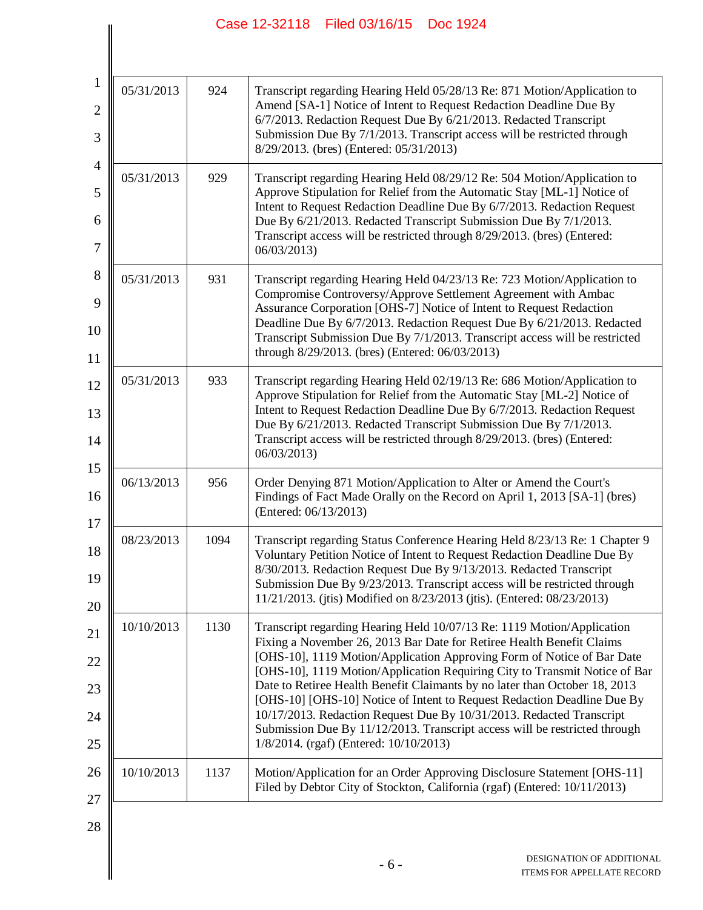| | | |
|---|---|---|
| 05/31/2013 | 924 | Transcript regarding Hearing Held 05/28/13 Re: 871 Motion/Application to Amend [SA-1] Notice of Intent to Request Redaction Deadline Due By 6/7/2013. Redaction Request Due By 6/21/2013. Redacted Transcript Submission Due By 7/1/2013. Transcript access will be restricted through 8/29/2013. (bres) (Entered: 05/31/2013) |
| 05/31/2013 | 929 | Transcript regarding Hearing Held 08/29/12 Re: 504 Motion/Application to Approve Stipulation for Relief from the Automatic Stay [ML-1] Notice of Intent to Request Redaction Deadline Due By 6/7/2013. Redaction Request Due By 6/21/2013. Redacted Transcript Submission Due By 7/1/2013. Transcript access will be restricted through 8/29/2013. (bres) (Entered: 06/03/2013) |
| 05/31/2013 | 931 | Transcript regarding Hearing Held 04/23/13 Re: 723 Motion/Application to Compromise Controversy/Approve Settlement Agreement with Ambac Assurance Corporation [OHS-7] Notice of Intent to Request Redaction Deadline Due By 6/7/2013. Redaction Request Due By 6/21/2013. Redacted Transcript Submission Due By 7/1/2013. Transcript access will be restricted through 8/29/2013. (bres) (Entered: 06/03/2013) |
| 05/31/2013 | 933 | Transcript regarding Hearing Held 02/19/13 Re: 686 Motion/Application to Approve Stipulation for Relief from the Automatic Stay [ML-2] Notice of Intent to Request Redaction Deadline Due By 6/7/2013. Redaction Request Due By 6/21/2013. Redacted Transcript Submission Due By 7/1/2013. Transcript access will be restricted through 8/29/2013. (bres) (Entered: 06/03/2013) |
| 06/13/2013 | 956 | Order Denying 871 Motion/Application to Alter or Amend the Court's Findings of Fact Made Orally on the Record on April 1, 2013 [SA-1] (bres) (Entered: 06/13/2013) |
| 08/23/2013 | 1094 | Transcript regarding Status Conference Hearing Held 8/23/13 Re: 1 Chapter 9 Voluntary Petition Notice of Intent to Request Redaction Deadline Due By 8/30/2013. Redaction Request Due By 9/13/2013. Redacted Transcript Submission Due By 9/23/2013. Transcript access will be restricted through 11/21/2013. (jtis) Modified on 8/23/2013 (jtis). (Entered: 08/23/2013) |
| 10/10/2013 | 1130 | Transcript regarding Hearing Held 10/07/13 Re: 1119 Motion/Application Fixing a November 26, 2013 Bar Date for Retiree Health Benefit Claims [OHS-10], 1119 Motion/Application Approving Form of Notice of Bar Date [OHS-10], 1119 Motion/Application Requiring City to Transmit Notice of Bar Date to Retiree Health Benefit Claimants by no later than October 18, 2013 [OHS-10] [OHS-10] Notice of Intent to Request Redaction Deadline Due By 10/17/2013. Redaction Request Due By 10/31/2013. Redacted Transcript Submission Due By 11/12/2013. Transcript access will be restricted through 1/8/2014. (rgaf) (Entered: 10/10/2013) |
| 10/10/2013 | 1137 | Motion/Application for an Order Approving Disclosure Statement [OHS-11] Filed by Debtor City of Stockton, California (rgaf) (Entered: 10/11/2013) |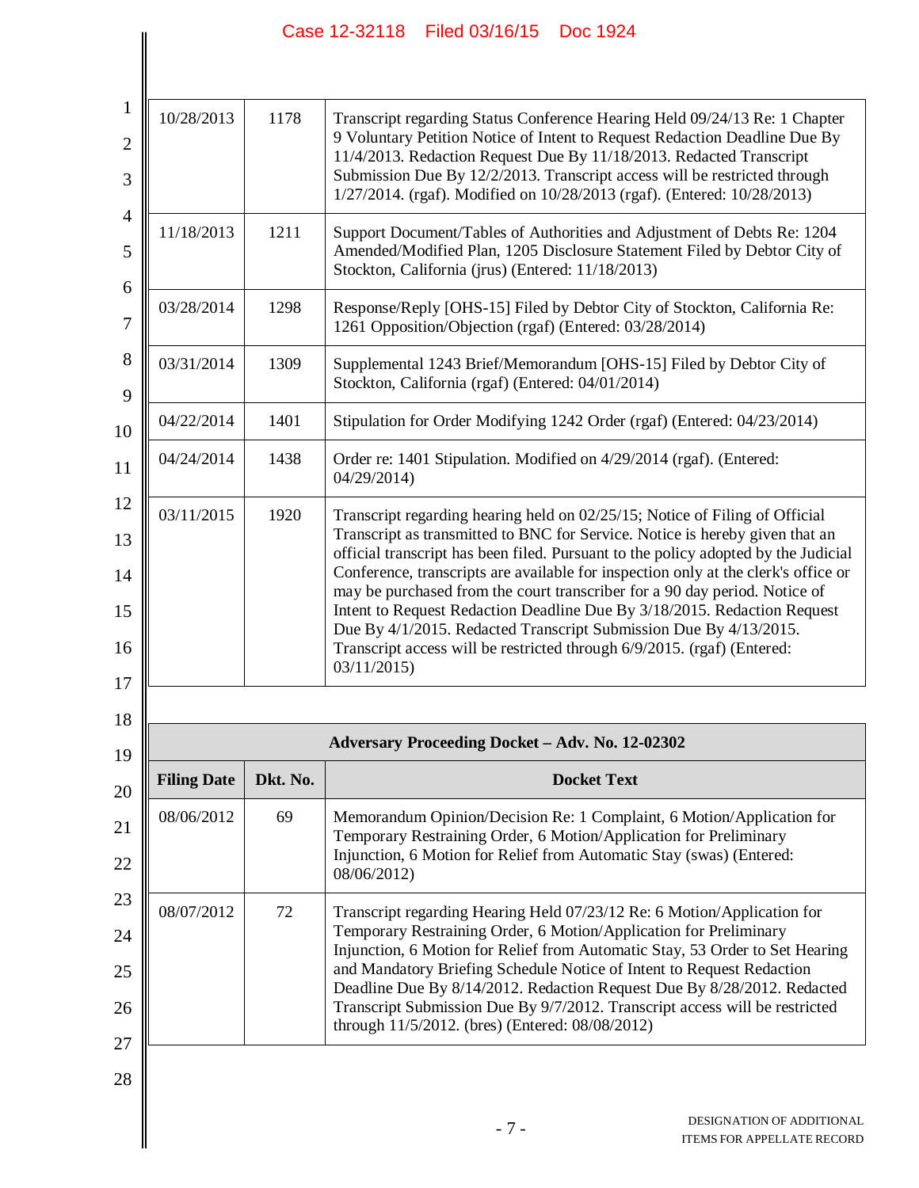| | | |
|---|---|---|
| 10/28/2013 | 1178 | Transcript regarding Status Conference Hearing Held 09/24/13 Re: 1 Chapter 9 Voluntary Petition Notice of Intent to Request Redaction Deadline Due By 11/4/2013. Redaction Request Due By 11/18/2013. Redacted Transcript Submission Due By 12/2/2013. Transcript access will be restricted through 1/27/2014. (rgaf). Modified on 10/28/2013 (rgaf). (Entered: 10/28/2013) |
| 11/18/2013 | 1211 | Support Document/Tables of Authorities and Adjustment of Debts Re: 1204 Amended/Modified Plan, 1205 Disclosure Statement Filed by Debtor City of Stockton, California (jrus) (Entered: 11/18/2013) |
| 03/28/2014 | 1298 | Response/Reply [OHS-15] Filed by Debtor City of Stockton, California Re: 1261 Opposition/Objection (rgaf) (Entered: 03/28/2014) |
| 03/31/2014 | 1309 | Supplemental 1243 Brief/Memorandum [OHS-15] Filed by Debtor City of Stockton, California (rgaf) (Entered: 04/01/2014) |
| 04/22/2014 | 1401 | Stipulation for Order Modifying 1242 Order (rgaf) (Entered: 04/23/2014) |
| 04/24/2014 | 1438 | Order re: 1401 Stipulation. Modified on 4/29/2014 (rgaf). (Entered: 04/29/2014) |
| 03/11/2015 | 1920 | Transcript regarding hearing held on 02/25/15; Notice of Filing of Official Transcript as transmitted to BNC for Service. Notice is hereby given that an official transcript has been filed. Pursuant to the policy adopted by the Judicial Conference, transcripts are available for inspection only at the clerk's office or may be purchased from the court transcriber for a 90 day period. Notice of Intent to Request Redaction Deadline Due By 3/18/2015. Redaction Request Due By 4/1/2015. Redacted Transcript Submission Due By 4/13/2015. Transcript access will be restricted through 6/9/2015. (rgaf) (Entered: 03/11/2015) |

| **Adversary Proceeding Docket – Adv. No. 12-02302** | | |
|---|---|---|
| **Filing Date** | **Dkt. No.** | **Docket Text** |
| 08/06/2012 | 69 | Memorandum Opinion/Decision Re: 1 Complaint, 6 Motion/Application for Temporary Restraining Order, 6 Motion/Application for Preliminary Injunction, 6 Motion for Relief from Automatic Stay (swas) (Entered: 08/06/2012) |
| 08/07/2012 | 72 | Transcript regarding Hearing Held 07/23/12 Re: 6 Motion/Application for Temporary Restraining Order, 6 Motion/Application for Preliminary Injunction, 6 Motion for Relief from Automatic Stay, 53 Order to Set Hearing and Mandatory Briefing Schedule Notice of Intent to Request Redaction Deadline Due By 8/14/2012. Redaction Request Due By 8/28/2012. Redacted Transcript Submission Due By 9/7/2012. Transcript access will be restricted through 11/5/2012. (bres) (Entered: 08/08/2012) |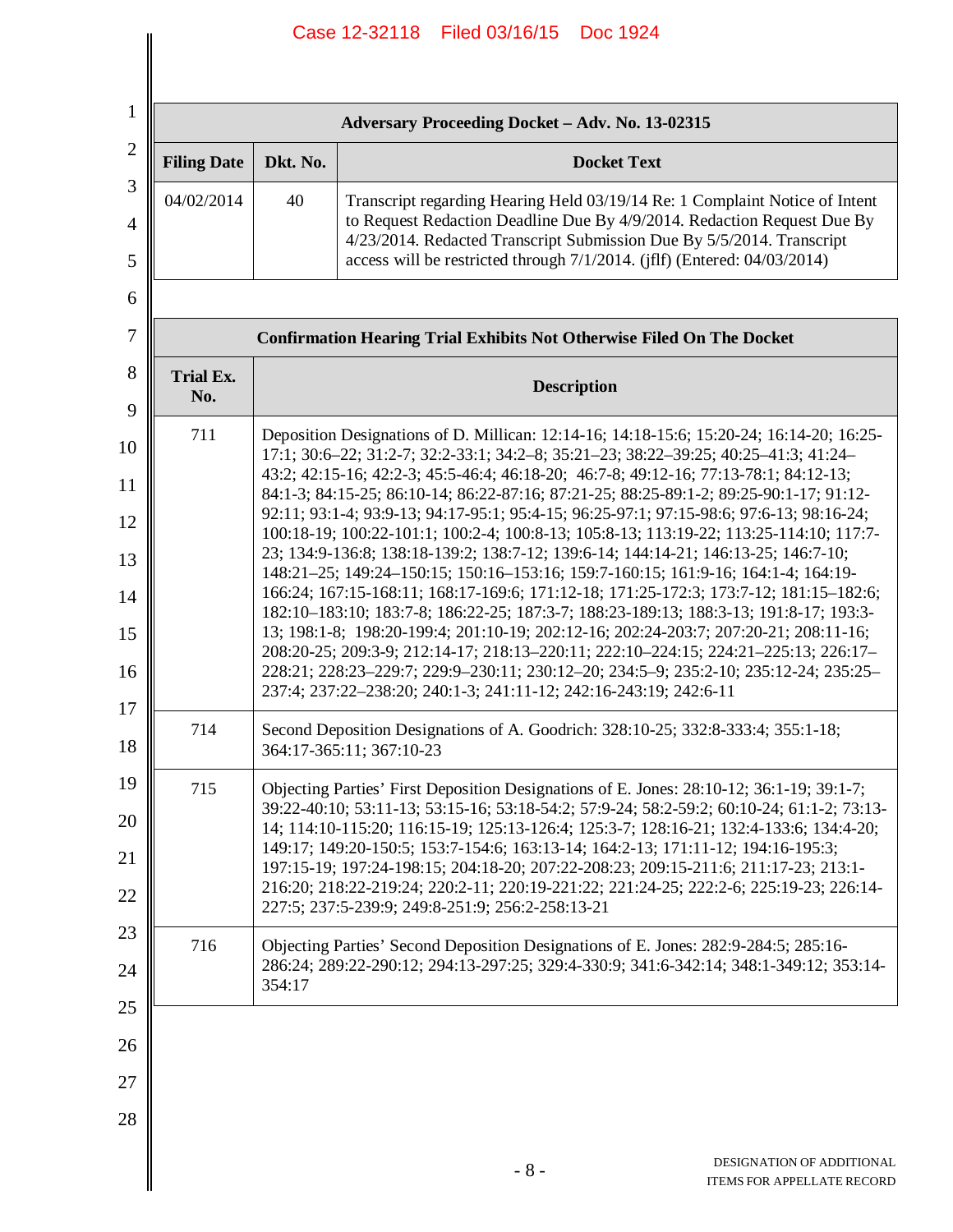| Adversary Proceeding Docket – Adv. No. 13-02315 | | |
|---|---|---|
| **Filing Date** | **Dkt. No.** | **Docket Text** |
| 04/02/2014 | 40 | Transcript regarding Hearing Held 03/19/14 Re: 1 Complaint Notice of Intent to Request Redaction Deadline Due By 4/9/2014. Redaction Request Due By 4/23/2014. Redacted Transcript Submission Due By 5/5/2014. Transcript access will be restricted through 7/1/2014. (jflf) (Entered: 04/03/2014) |

| Confirmation Hearing Trial Exhibits Not Otherwise Filed On The Docket | |
|---|---|
| **Trial Ex. No.** | **Description** |
| 711 | Deposition Designations of D. Millican: 12:14-16; 14:18-15:6; 15:20-24; 16:14-20; 16:25-17:1; 30:6–22; 31:2-7; 32:2-33:1; 34:2–8; 35:21–23; 38:22–39:25; 40:25–41:3; 41:24–43:2; 42:15-16; 42:2-3; 45:5-46:4; 46:18-20; 46:7-8; 49:12-16; 77:13-78:1; 84:12-13; 84:1-3; 84:15-25; 86:10-14; 86:22-87:16; 87:21-25; 88:25-89:1-2; 89:25-90:1-17; 91:12-92:11; 93:1-4; 93:9-13; 94:17-95:1; 95:4-15; 96:25-97:1; 97:15-98:6; 97:6-13; 98:16-24; 100:18-19; 100:22-101:1; 100:2-4; 100:8-13; 105:8-13; 113:19-22; 113:25-114:10; 117:7-23; 134:9-136:8; 138:18-139:2; 138:7-12; 139:6-14; 144:14-21; 146:13-25; 146:7-10; 148:21–25; 149:24–150:15; 150:16–153:16; 159:7-160:15; 161:9-16; 164:1-4; 164:19-166:24; 167:15-168:11; 168:17-169:6; 171:12-18; 171:25-172:3; 173:7-12; 181:15–182:6; 182:10–183:10; 183:7-8; 186:22-25; 187:3-7; 188:23-189:13; 188:3-13; 191:8-17; 193:3-13; 198:1-8; 198:20-199:4; 201:10-19; 202:12-16; 202:24-203:7; 207:20-21; 208:11-16; 208:20-25; 209:3-9; 212:14-17; 218:13–220:11; 222:10–224:15; 224:21–225:13; 226:17–228:21; 228:23–229:7; 229:9–230:11; 230:12–20; 234:5–9; 235:2-10; 235:12-24; 235:25–237:4; 237:22–238:20; 240:1-3; 241:11-12; 242:16-243:19; 242:6-11 |
| 714 | Second Deposition Designations of A. Goodrich: 328:10-25; 332:8-333:4; 355:1-18; 364:17-365:11; 367:10-23 |
| 715 | Objecting Parties' First Deposition Designations of E. Jones: 28:10-12; 36:1-19; 39:1-7; 39:22-40:10; 53:11-13; 53:15-16; 53:18-54:2; 57:9-24; 58:2-59:2; 60:10-24; 61:1-2; 73:13-14; 114:10-115:20; 116:15-19; 125:13-126:4; 125:3-7; 128:16-21; 132:4-133:6; 134:4-20; 149:17; 149:20-150:5; 153:7-154:6; 163:13-14; 164:2-13; 171:11-12; 194:16-195:3; 197:15-19; 197:24-198:15; 204:18-20; 207:22-208:23; 209:15-211:6; 211:17-23; 213:1-216:20; 218:22-219:24; 220:2-11; 220:19-221:22; 221:24-25; 222:2-6; 225:19-23; 226:14-227:5; 237:5-239:9; 249:8-251:9; 256:2-258:13-21 |
| 716 | Objecting Parties' Second Deposition Designations of E. Jones: 282:9-284:5; 285:16-286:24; 289:22-290:12; 294:13-297:25; 329:4-330:9; 341:6-342:14; 348:1-349:12; 353:14-354:17 |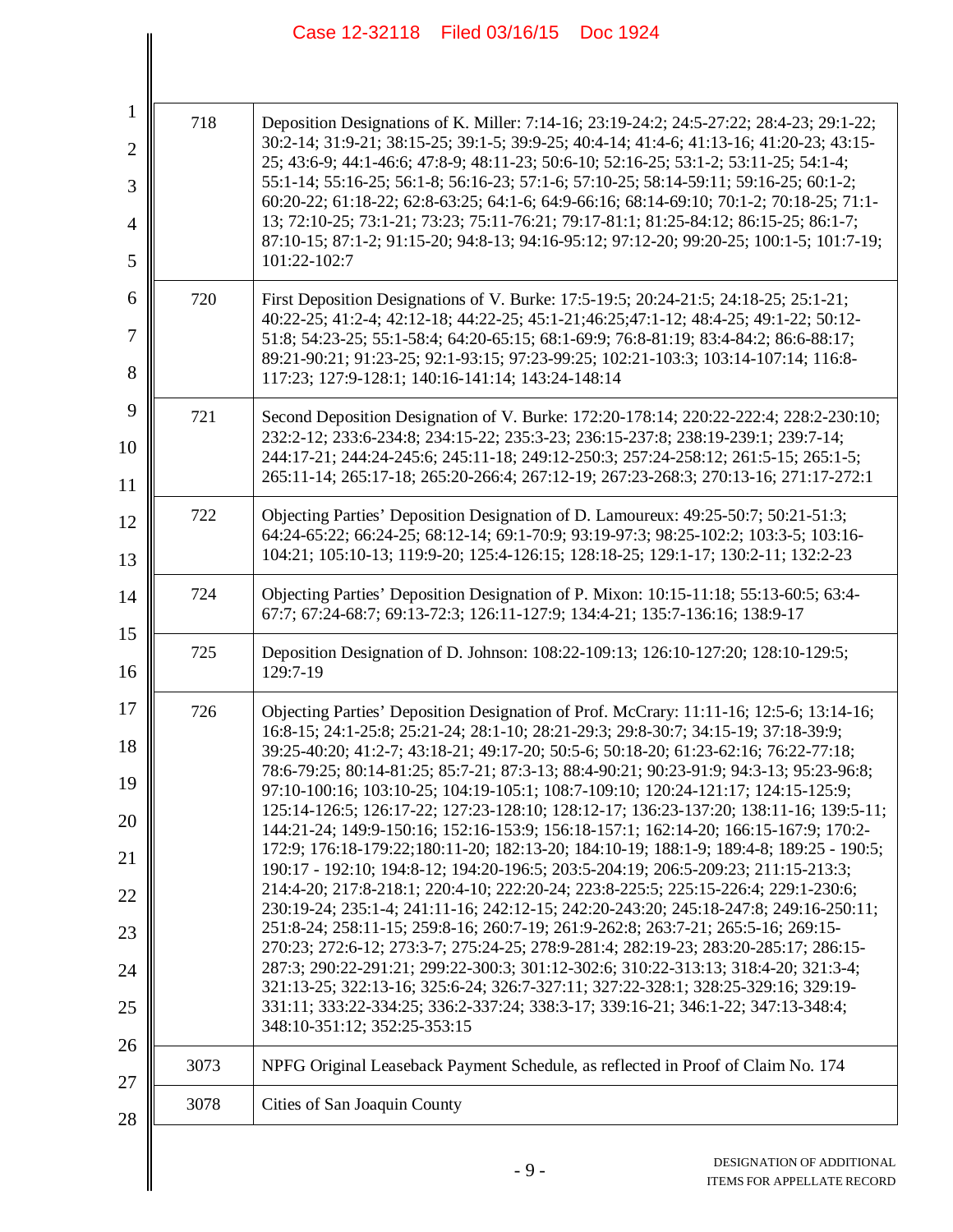| | |
|---|---|
| 718 | Deposition Designations of K. Miller: 7:14-16; 23:19-24:2; 24:5-27:22; 28:4-23; 29:1-22; 30:2-14; 31:9-21; 38:15-25; 39:1-5; 39:9-25; 40:4-14; 41:4-6; 41:13-16; 41:20-23; 43:15-25; 43:6-9; 44:1-46:6; 47:8-9; 48:11-23; 50:6-10; 52:16-25; 53:1-2; 53:11-25; 54:1-4; 55:1-14; 55:16-25; 56:1-8; 56:16-23; 57:1-6; 57:10-25; 58:14-59:11; 59:16-25; 60:1-2; 60:20-22; 61:18-22; 62:8-63:25; 64:1-6; 64:9-66:16; 68:14-69:10; 70:1-2; 70:18-25; 71:1-13; 72:10-25; 73:1-21; 73:23; 75:11-76:21; 79:17-81:1; 81:25-84:12; 86:15-25; 86:1-7; 87:10-15; 87:1-2; 91:15-20; 94:8-13; 94:16-95:12; 97:12-20; 99:20-25; 100:1-5; 101:7-19; 101:22-102:7 |
| 720 | First Deposition Designations of V. Burke: 17:5-19:5; 20:24-21:5; 24:18-25; 25:1-21; 40:22-25; 41:2-4; 42:12-18; 44:22-25; 45:1-21;46:25;47:1-12; 48:4-25; 49:1-22; 50:12-51:8; 54:23-25; 55:1-58:4; 64:20-65:15; 68:1-69:9; 76:8-81:19; 83:4-84:2; 86:6-88:17; 89:21-90:21; 91:23-25; 92:1-93:15; 97:23-99:25; 102:21-103:3; 103:14-107:14; 116:8-117:23; 127:9-128:1; 140:16-141:14; 143:24-148:14 |
| 721 | Second Deposition Designation of V. Burke: 172:20-178:14; 220:22-222:4; 228:2-230:10; 232:2-12; 233:6-234:8; 234:15-22; 235:3-23; 236:15-237:8; 238:19-239:1; 239:7-14; 244:17-21; 244:24-245:6; 245:11-18; 249:12-250:3; 257:24-258:12; 261:5-15; 265:1-5; 265:11-14; 265:17-18; 265:20-266:4; 267:12-19; 267:23-268:3; 270:13-16; 271:17-272:1 |
| 722 | Objecting Parties' Deposition Designation of D. Lamoureux: 49:25-50:7; 50:21-51:3; 64:24-65:22; 66:24-25; 68:12-14; 69:1-70:9; 93:19-97:3; 98:25-102:2; 103:3-5; 103:16-104:21; 105:10-13; 119:9-20; 125:4-126:15; 128:18-25; 129:1-17; 130:2-11; 132:2-23 |
| 724 | Objecting Parties' Deposition Designation of P. Mixon: 10:15-11:18; 55:13-60:5; 63:4-67:7; 67:24-68:7; 69:13-72:3; 126:11-127:9; 134:4-21; 135:7-136:16; 138:9-17 |
| 725 | Deposition Designation of D. Johnson: 108:22-109:13; 126:10-127:20; 128:10-129:5; 129:7-19 |
| 726 | Objecting Parties' Deposition Designation of Prof. McCrary: 11:11-16; 12:5-6; 13:14-16; 16:8-15; 24:1-25:8; 25:21-24; 28:1-10; 28:21-29:3; 29:8-30:7; 34:15-19; 37:18-39:9; 39:25-40:20; 41:2-7; 43:18-21; 49:17-20; 50:5-6; 50:18-20; 61:23-62:16; 76:22-77:18; 78:6-79:25; 80:14-81:25; 85:7-21; 87:3-13; 88:4-90:21; 90:23-91:9; 94:3-13; 95:23-96:8; 97:10-100:16; 103:10-25; 104:19-105:1; 108:7-109:10; 120:24-121:17; 124:15-125:9; 125:14-126:5; 126:17-22; 127:23-128:10; 128:12-17; 136:23-137:20; 138:11-16; 139:5-11; 144:21-24; 149:9-150:16; 152:16-153:9; 156:18-157:1; 162:14-20; 166:15-167:9; 170:2-172:9; 176:18-179:22;180:11-20; 182:13-20; 184:10-19; 188:1-9; 189:4-8; 189:25 - 190:5; 190:17 - 192:10; 194:8-12; 194:20-196:5; 203:5-204:19; 206:5-209:23; 211:15-213:3; 214:4-20; 217:8-218:1; 220:4-10; 222:20-24; 223:8-225:5; 225:15-226:4; 229:1-230:6; 230:19-24; 235:1-4; 241:11-16; 242:12-15; 242:20-243:20; 245:18-247:8; 249:16-250:11; 251:8-24; 258:11-15; 259:8-16; 260:7-19; 261:9-262:8; 263:7-21; 265:5-16; 269:15-270:23; 272:6-12; 273:3-7; 275:24-25; 278:9-281:4; 282:19-23; 283:20-285:17; 286:15-287:3; 290:22-291:21; 299:22-300:3; 301:12-302:6; 310:22-313:13; 318:4-20; 321:3-4; 321:13-25; 322:13-16; 325:6-24; 326:7-327:11; 327:22-328:1; 328:25-329:16; 329:19-331:11; 333:22-334:25; 336:2-337:24; 338:3-17; 339:16-21; 346:1-22; 347:13-348:4; 348:10-351:12; 352:25-353:15 |
| 3073 | NPFG Original Leaseback Payment Schedule, as reflected in Proof of Claim No. 174 |
| 3078 | Cities of San Joaquin County |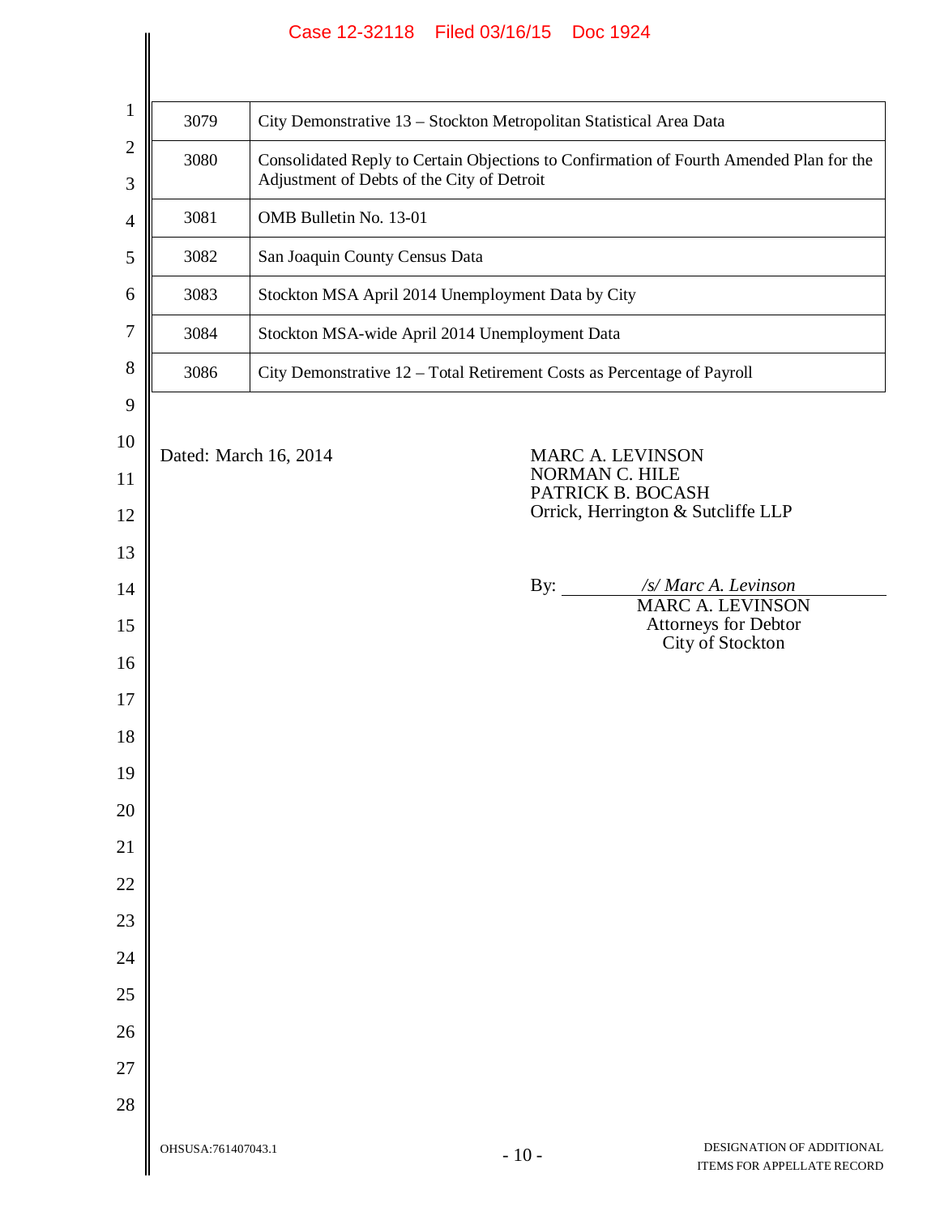| | |
|---|---|
| 3079 | City Demonstrative 13 – Stockton Metropolitan Statistical Area Data |
| 3080 | Consolidated Reply to Certain Objections to Confirmation of Fourth Amended Plan for the Adjustment of Debts of the City of Detroit |
| 3081 | OMB Bulletin No. 13-01 |
| 3082 | San Joaquin County Census Data |
| 3083 | Stockton MSA April 2014 Unemployment Data by City |
| 3084 | Stockton MSA-wide April 2014 Unemployment Data |
| 3086 | City Demonstrative 12 – Total Retirement Costs as Percentage of Payroll |

Dated: March 16, 2014

MARC A. LEVINSON
NORMAN C. HILE
PATRICK B. BOCASH
Orrick, Herrington & Sutcliffe LLP

By: */s/ Marc A. Levinson*
MARC A. LEVINSON
Attorneys for Debtor
City of Stockton